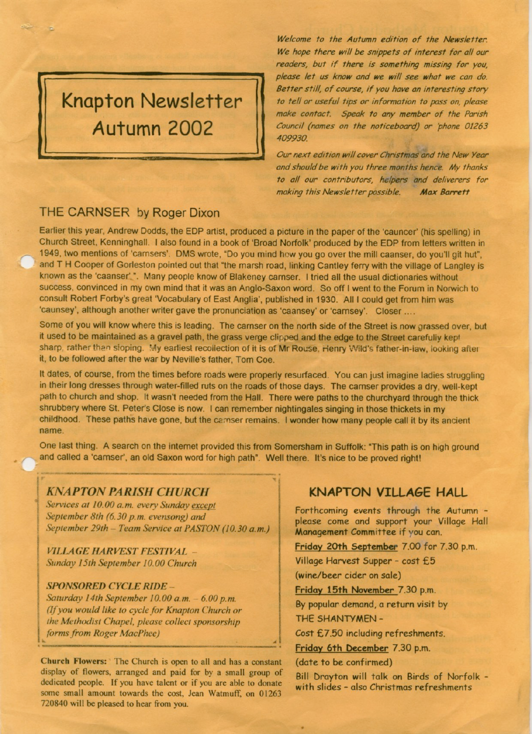# Knapton Newsletter Autumn 2002

*Welcome to the Autumn edition of the Newsletter. We hope there will be snippets of interest for all our readers, but if there is something missing for you, please let us know and we will see what we can do. Better still, of course, if you have an interesting story to tell or useful tips or information to pass on, please make contact. Speak to any member of the Parish Council (names on the noticeboard) or 'phone 01263 409930.*

*Our next edition will cover Christmas and the New Year and should be with you three months hence. My thanks to all our contributors, helpers and deliverers for making this Newsletter possible.* ***Max Barrett***

## THE CARNSER by Roger Dixon

Earlier this year, Andrew Dodds, the EDP artist, produced a picture in the paper of the 'cauncer' (his spelling) in Church Street, Kenninghall. I also found in a book of 'Broad Norfolk' produced by the EDP from letters written in 1949, two mentions of 'carnsers'. DMS wrote, "Do you mind how you go over the mill caanser, do you'll git hut", and T H Cooper of Gorleston pointed out that "the marsh road, linking Cantley ferry with the village of Langley is known as the 'caanser'.". Many people know of Blakeney carnser. I tried all the usual dictionaries without success, convinced in my own mind that it was an Anglo-Saxon word. So off I went to the Forum in Norwich to consult Robert Forby's great 'Vocabulary of East Anglia', published in 1930. All I could get from him was 'caunsey', although another writer gave the pronunciation as 'caansey' or 'carnsey'. Closer ....

Some of you will know where this is leading. The carnser on the north side of the Street is now grassed over, but it used to be maintained as a gravel path, the grass verge clipped and the edge to the Street carefully kept sharp, rather than sloping. My earliest recollection of it is of Mr Rouse, Henry Wild's father-in-law, looking after it, to be followed after the war by Neville's father, Tom Coe.

It dates, of course, from the times before roads were properly resurfaced. You can just imagine ladies struggling in their long dresses through water-filled ruts on the roads of those days. The carnser provides a dry, well-kept path to church and shop. It wasn't needed from the Hall. There were paths to the churchyard through the thick shrubbery where St. Peter's Close is now. I can remember nightingales singing in those thickets in my childhood. These paths have gone, but the carnser remains. I wonder how many people call it by its ancient name.

One last thing. A search on the internet provided this from Somersham in Suffolk: "This path is on high ground and called a 'carnser', an old Saxon word for high path". Well there. It's nice to be proved right!

## *KNAPTON PARISH CHURCH*

*Services at 10.00 a.m. every Sunday except September 8th (6.30 p.m. evensong) and September 29th – Team Service at PASTON (10.30 a.m.)*

*VILLAGE HARVEST FESTIVAL – Sunday 15th September 10.00 Church*

*SPONSORED CYCLE RIDE – Saturday 14th September 10.00 a.m. – 6.00 p.m. (If you would like to cycle for Knapton Church or the Methodist Chapel, please collect sponsorship forms from Roger MacPhee)*

**Church Flowers:** The Church is open to all and has a constant display of flowers, arranged and paid for by a small group of dedicated people. If you have talent or if you are able to donate some small amount towards the cost, Jean Watmuff, on 01263 720840 will be pleased to hear from you.

## KNAPTON VILLAGE HALL

Forthcoming events through the Autumn – please come and support your Village Hall Management Committee if you can.

Friday 20th September 7.00 for 7.30 p.m.

Village Harvest Supper – cost £5

(wine/beer cider on sale)

Friday 15th November 7.30 p.m.

By popular demand, a return visit by

THE SHANTYMEN –

Cost £7.50 including refreshments.

Friday 6th December 7.30 p.m.

(date to be confirmed)

Bill Drayton will talk on Birds of Norfolk – with slides – also Christmas refreshments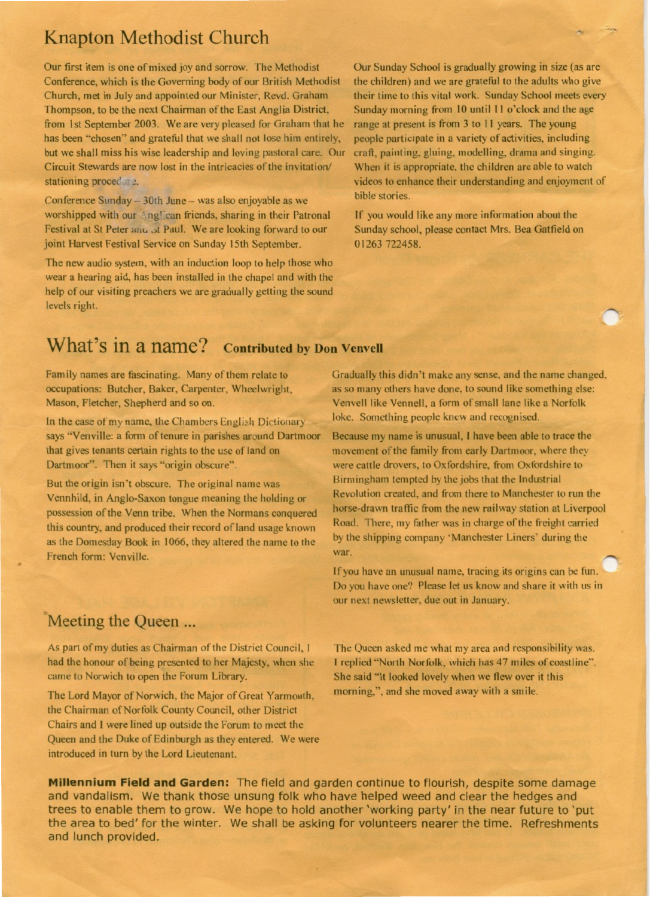## Knapton Methodist Church

Our first item is one of mixed joy and sorrow. The Methodist Conference, which is the Governing body of our British Methodist Church, met in July and appointed our Minister, Revd. Graham Thompson, to be the next Chairman of the East Anglia District, from 1st September 2003. We are very pleased for Graham that he has been "chosen" and grateful that we shall not lose him entirely, but we shall miss his wise leadership and loving pastoral care. Our Circuit Stewards are now lost in the intricacies of the invitation/stationing procedure.

Conference Sunday – 30th June – was also enjoyable as we worshipped with our Anglican friends, sharing in their Patronal Festival at St Peter and St Paul. We are looking forward to our joint Harvest Festival Service on Sunday 15th September.

The new audio system, with an induction loop to help those who wear a hearing aid, has been installed in the chapel and with the help of our visiting preachers we are gradually getting the sound levels right.

Our Sunday School is gradually growing in size (as are the children) and we are grateful to the adults who give their time to this vital work. Sunday School meets every Sunday morning from 10 until 11 o'clock and the age range at present is from 3 to 11 years. The young people participate in a variety of activities, including craft, painting, gluing, modelling, drama and singing. When it is appropriate, the children are able to watch videos to enhance their understanding and enjoyment of bible stories.

If you would like any more information about the Sunday school, please contact Mrs. Bea Gatfield on 01263 722458.

## What's in a name? **Contributed by Don Venvell**

Family names are fascinating. Many of them relate to occupations: Butcher, Baker, Carpenter, Wheelwright, Mason, Fletcher, Shepherd and so on.

In the case of my name, the Chambers English Dictionary says "Venville: a form of tenure in parishes around Dartmoor that gives tenants certain rights to the use of land on Dartmoor". Then it says "origin obscure".

But the origin isn't obscure. The original name was Vennhild, in Anglo-Saxon tongue meaning the holding or possession of the Venn tribe. When the Normans conquered this country, and produced their record of land usage known as the Domesday Book in 1066, they altered the name to the French form: Venville.

Gradually this didn't make any sense, and the name changed, as so many others have done, to sound like something else: Venvell like Vennell, a form of small lane like a Norfolk loke. Something people knew and recognised.

Because my name is unusual, I have been able to trace the movement of the family from early Dartmoor, where they were cattle drovers, to Oxfordshire, from Oxfordshire to Birmingham tempted by the jobs that the Industrial Revolution created, and from there to Manchester to run the horse-drawn traffic from the new railway station at Liverpool Road. There, my father was in charge of the freight carried by the shipping company 'Manchester Liners' during the war.

If you have an unusual name, tracing its origins can be fun. Do you have one? Please let us know and share it with us in our next newsletter, due out in January.

## Meeting the Queen ...

As part of my duties as Chairman of the District Council, I had the honour of being presented to her Majesty, when she came to Norwich to open the Forum Library.

The Lord Mayor of Norwich, the Major of Great Yarmouth, the Chairman of Norfolk County Council, other District Chairs and I were lined up outside the Forum to meet the Queen and the Duke of Edinburgh as they entered. We were introduced in turn by the Lord Lieutenant.

The Queen asked me what my area and responsibility was. I replied "North Norfolk, which has 47 miles of coastline". She said "It looked lovely when we flew over it this morning,", and she moved away with a smile.

**Millennium Field and Garden:** The field and garden continue to flourish, despite some damage and vandalism. We thank those unsung folk who have helped weed and clear the hedges and trees to enable them to grow. We hope to hold another 'working party' in the near future to 'put the area to bed' for the winter. We shall be asking for volunteers nearer the time. Refreshments and lunch provided.